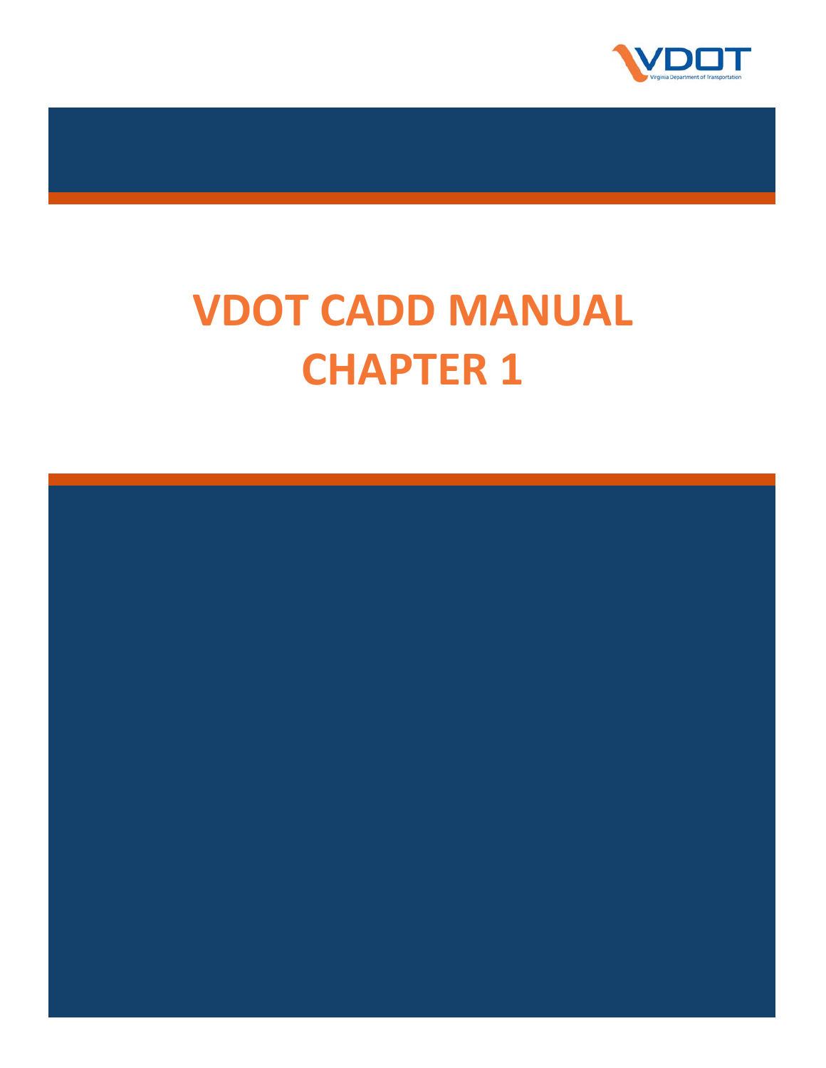# VDOT CADD MANUAL
# CHAPTER 1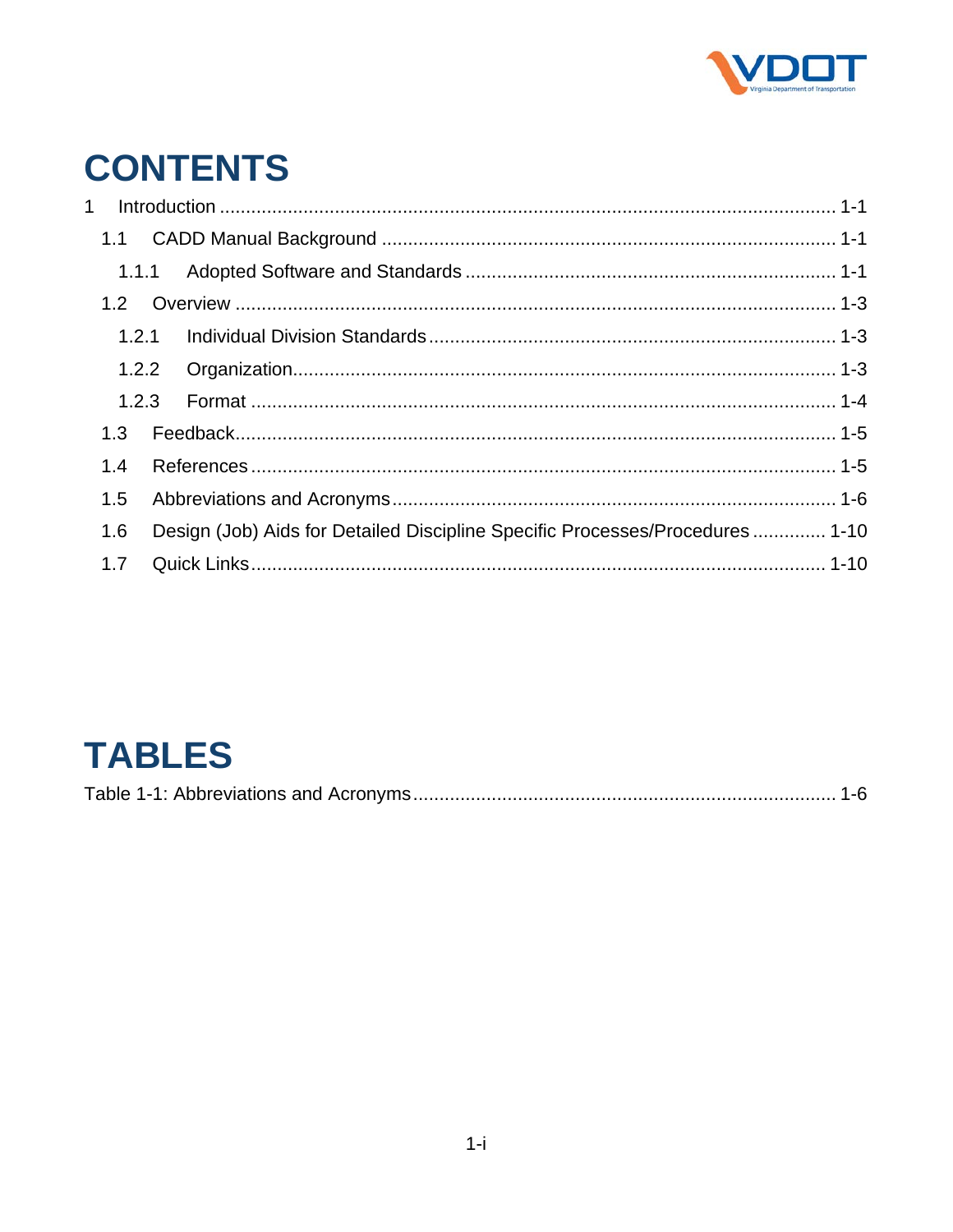# CONTENTS

1 Introduction ........................................................................................................ 1-1

  1.1 CADD Manual Background ........................................................................ 1-1

    1.1.1 Adopted Software and Standards ........................................................ 1-1

  1.2 Overview ................................................................................................... 1-3

    1.2.1 Individual Division Standards ............................................................. 1-3

    1.2.2 Organization ....................................................................................... 1-3

    1.2.3 Format ................................................................................................ 1-4

  1.3 Feedback ................................................................................................... 1-5

  1.4 References ................................................................................................ 1-5

  1.5 Abbreviations and Acronyms ..................................................................... 1-6

  1.6 Design (Job) Aids for Detailed Discipline Specific Processes/Procedures ............. 1-10

  1.7 Quick Links ............................................................................................... 1-10

# TABLES

Table 1-1: Abbreviations and Acronyms ................................................................ 1-6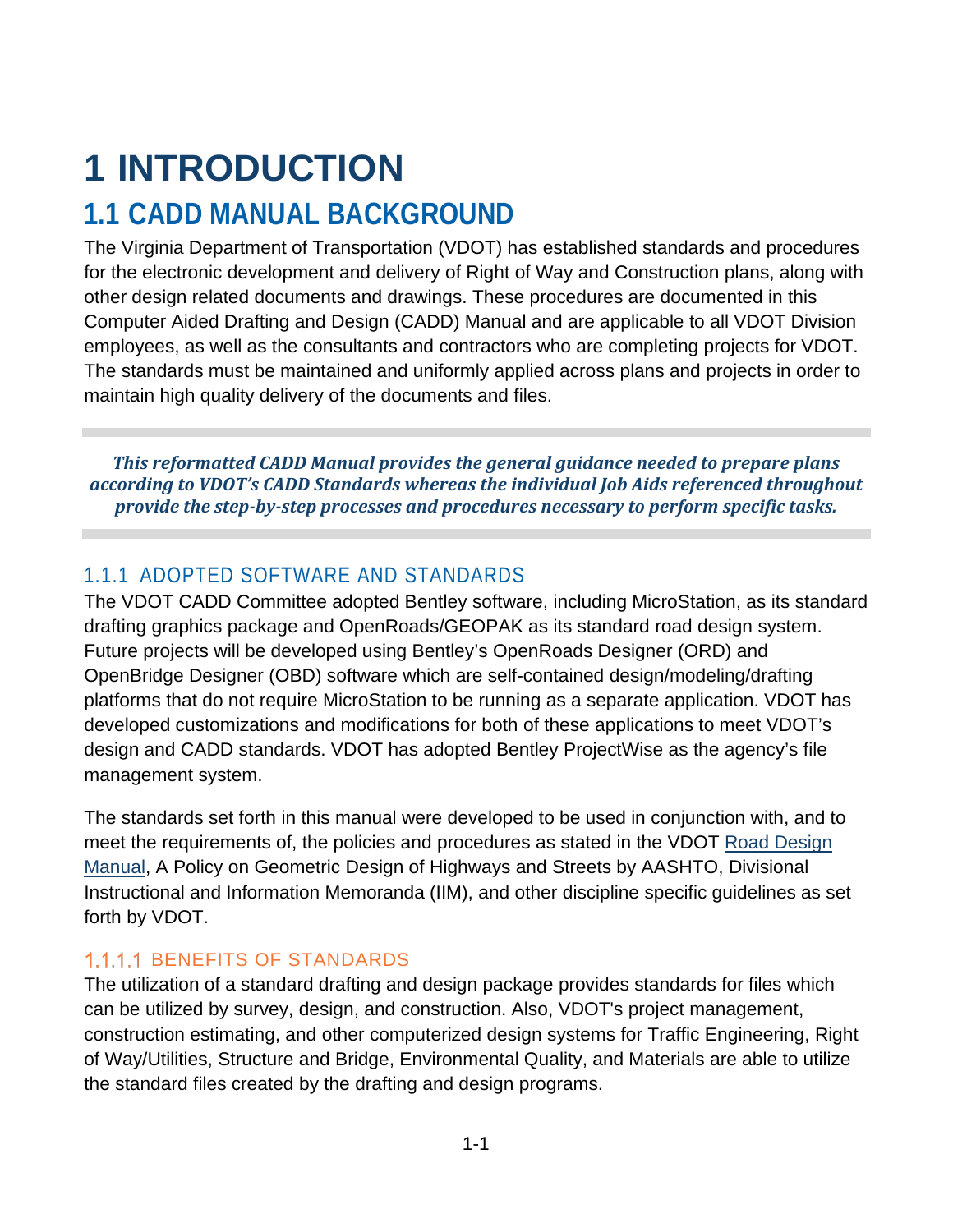# 1 INTRODUCTION

## 1.1 CADD MANUAL BACKGROUND

The Virginia Department of Transportation (VDOT) has established standards and procedures for the electronic development and delivery of Right of Way and Construction plans, along with other design related documents and drawings. These procedures are documented in this Computer Aided Drafting and Design (CADD) Manual and are applicable to all VDOT Division employees, as well as the consultants and contractors who are completing projects for VDOT. The standards must be maintained and uniformly applied across plans and projects in order to maintain high quality delivery of the documents and files.

***This reformatted CADD Manual provides the general guidance needed to prepare plans according to VDOT's CADD Standards whereas the individual Job Aids referenced throughout provide the step-by-step processes and procedures necessary to perform specific tasks.***

### 1.1.1 ADOPTED SOFTWARE AND STANDARDS

The VDOT CADD Committee adopted Bentley software, including MicroStation, as its standard drafting graphics package and OpenRoads/GEOPAK as its standard road design system. Future projects will be developed using Bentley's OpenRoads Designer (ORD) and OpenBridge Designer (OBD) software which are self-contained design/modeling/drafting platforms that do not require MicroStation to be running as a separate application. VDOT has developed customizations and modifications for both of these applications to meet VDOT's design and CADD standards. VDOT has adopted Bentley ProjectWise as the agency's file management system.

The standards set forth in this manual were developed to be used in conjunction with, and to meet the requirements of, the policies and procedures as stated in the VDOT Road Design Manual, A Policy on Geometric Design of Highways and Streets by AASHTO, Divisional Instructional and Information Memoranda (IIM), and other discipline specific guidelines as set forth by VDOT.

#### 1.1.1.1 BENEFITS OF STANDARDS

The utilization of a standard drafting and design package provides standards for files which can be utilized by survey, design, and construction. Also, VDOT's project management, construction estimating, and other computerized design systems for Traffic Engineering, Right of Way/Utilities, Structure and Bridge, Environmental Quality, and Materials are able to utilize the standard files created by the drafting and design programs.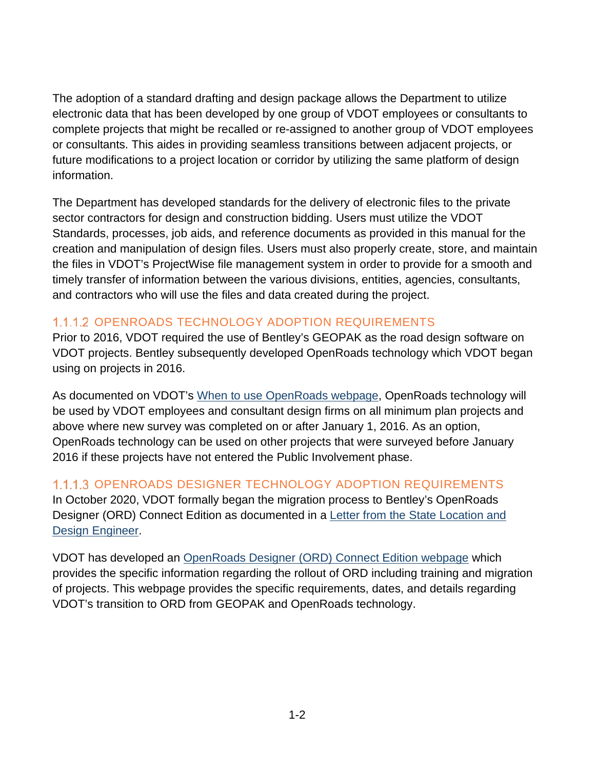The adoption of a standard drafting and design package allows the Department to utilize electronic data that has been developed by one group of VDOT employees or consultants to complete projects that might be recalled or re-assigned to another group of VDOT employees or consultants. This aides in providing seamless transitions between adjacent projects, or future modifications to a project location or corridor by utilizing the same platform of design information.

The Department has developed standards for the delivery of electronic files to the private sector contractors for design and construction bidding. Users must utilize the VDOT Standards, processes, job aids, and reference documents as provided in this manual for the creation and manipulation of design files. Users must also properly create, store, and maintain the files in VDOT's ProjectWise file management system in order to provide for a smooth and timely transfer of information between the various divisions, entities, agencies, consultants, and contractors who will use the files and data created during the project.

#### 1.1.1.2 OPENROADS TECHNOLOGY ADOPTION REQUIREMENTS

Prior to 2016, VDOT required the use of Bentley's GEOPAK as the road design software on VDOT projects. Bentley subsequently developed OpenRoads technology which VDOT began using on projects in 2016.

As documented on VDOT's When to use OpenRoads webpage, OpenRoads technology will be used by VDOT employees and consultant design firms on all minimum plan projects and above where new survey was completed on or after January 1, 2016. As an option, OpenRoads technology can be used on other projects that were surveyed before January 2016 if these projects have not entered the Public Involvement phase.

#### 1.1.1.3 OPENROADS DESIGNER TECHNOLOGY ADOPTION REQUIREMENTS

In October 2020, VDOT formally began the migration process to Bentley's OpenRoads Designer (ORD) Connect Edition as documented in a Letter from the State Location and Design Engineer.

VDOT has developed an OpenRoads Designer (ORD) Connect Edition webpage which provides the specific information regarding the rollout of ORD including training and migration of projects. This webpage provides the specific requirements, dates, and details regarding VDOT's transition to ORD from GEOPAK and OpenRoads technology.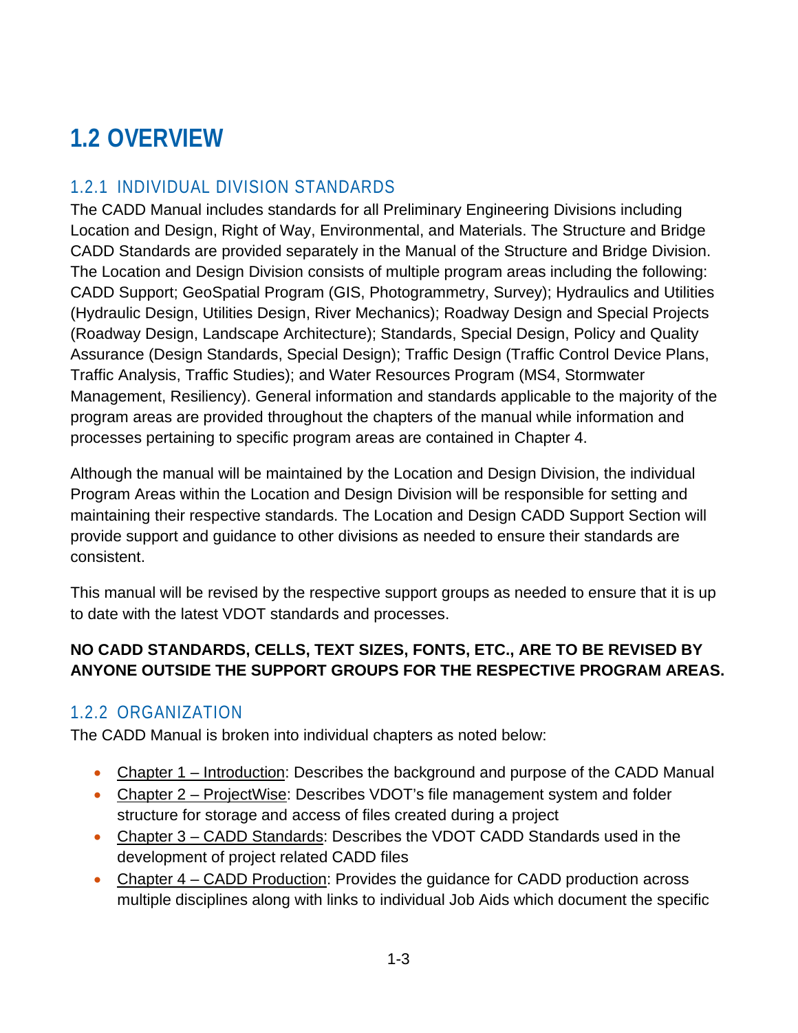# 1.2 OVERVIEW

## 1.2.1 INDIVIDUAL DIVISION STANDARDS

The CADD Manual includes standards for all Preliminary Engineering Divisions including Location and Design, Right of Way, Environmental, and Materials. The Structure and Bridge CADD Standards are provided separately in the Manual of the Structure and Bridge Division. The Location and Design Division consists of multiple program areas including the following: CADD Support; GeoSpatial Program (GIS, Photogrammetry, Survey); Hydraulics and Utilities (Hydraulic Design, Utilities Design, River Mechanics); Roadway Design and Special Projects (Roadway Design, Landscape Architecture); Standards, Special Design, Policy and Quality Assurance (Design Standards, Special Design); Traffic Design (Traffic Control Device Plans, Traffic Analysis, Traffic Studies); and Water Resources Program (MS4, Stormwater Management, Resiliency). General information and standards applicable to the majority of the program areas are provided throughout the chapters of the manual while information and processes pertaining to specific program areas are contained in Chapter 4.

Although the manual will be maintained by the Location and Design Division, the individual Program Areas within the Location and Design Division will be responsible for setting and maintaining their respective standards. The Location and Design CADD Support Section will provide support and guidance to other divisions as needed to ensure their standards are consistent.

This manual will be revised by the respective support groups as needed to ensure that it is up to date with the latest VDOT standards and processes.

**NO CADD STANDARDS, CELLS, TEXT SIZES, FONTS, ETC., ARE TO BE REVISED BY ANYONE OUTSIDE THE SUPPORT GROUPS FOR THE RESPECTIVE PROGRAM AREAS.**

## 1.2.2 ORGANIZATION

The CADD Manual is broken into individual chapters as noted below:

- Chapter 1 – Introduction: Describes the background and purpose of the CADD Manual
- Chapter 2 – ProjectWise: Describes VDOT's file management system and folder structure for storage and access of files created during a project
- Chapter 3 – CADD Standards: Describes the VDOT CADD Standards used in the development of project related CADD files
- Chapter 4 – CADD Production: Provides the guidance for CADD production across multiple disciplines along with links to individual Job Aids which document the specific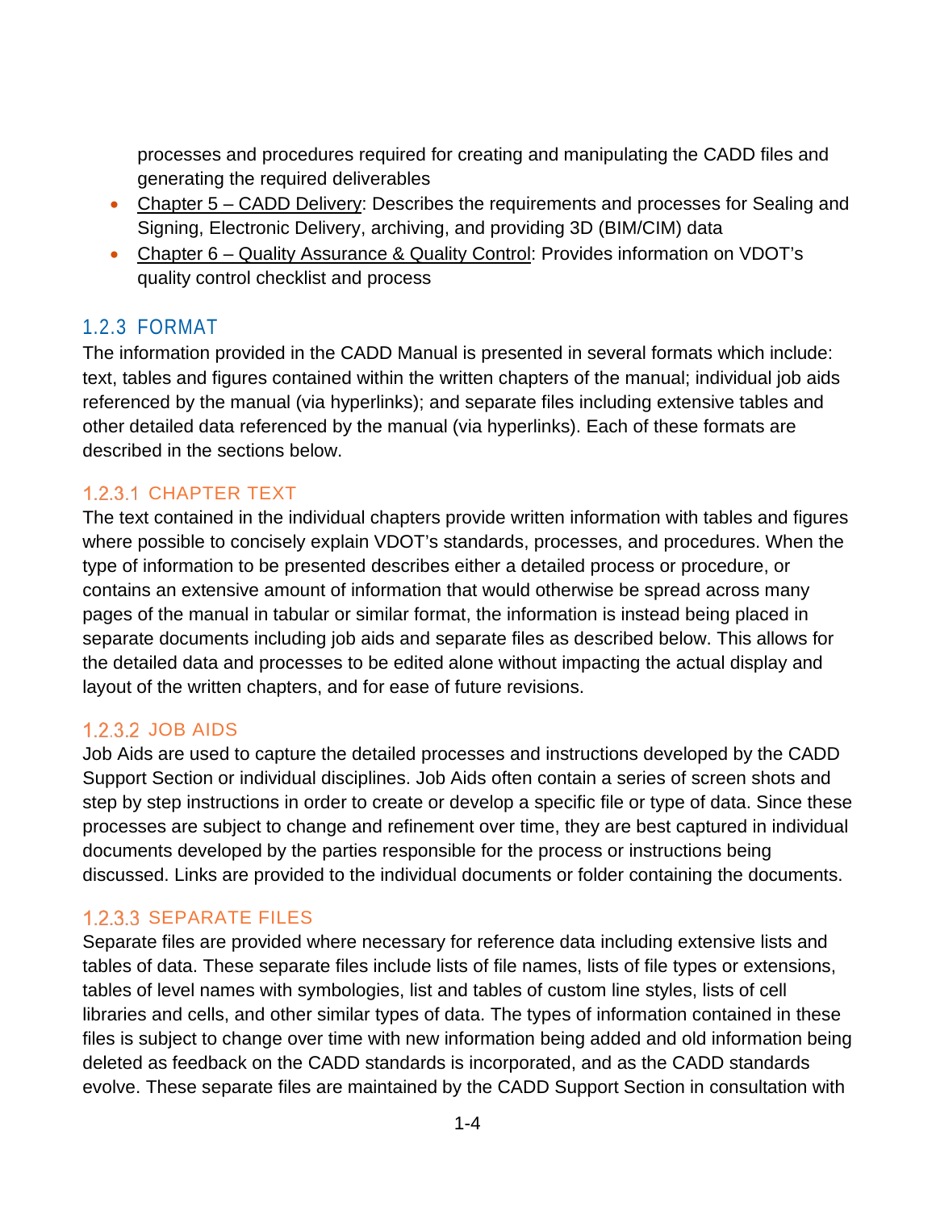processes and procedures required for creating and manipulating the CADD files and generating the required deliverables

- Chapter 5 – CADD Delivery: Describes the requirements and processes for Sealing and Signing, Electronic Delivery, archiving, and providing 3D (BIM/CIM) data
- Chapter 6 – Quality Assurance & Quality Control: Provides information on VDOT's quality control checklist and process

### 1.2.3 FORMAT

The information provided in the CADD Manual is presented in several formats which include: text, tables and figures contained within the written chapters of the manual; individual job aids referenced by the manual (via hyperlinks); and separate files including extensive tables and other detailed data referenced by the manual (via hyperlinks). Each of these formats are described in the sections below.

#### 1.2.3.1 CHAPTER TEXT

The text contained in the individual chapters provide written information with tables and figures where possible to concisely explain VDOT's standards, processes, and procedures. When the type of information to be presented describes either a detailed process or procedure, or contains an extensive amount of information that would otherwise be spread across many pages of the manual in tabular or similar format, the information is instead being placed in separate documents including job aids and separate files as described below. This allows for the detailed data and processes to be edited alone without impacting the actual display and layout of the written chapters, and for ease of future revisions.

#### 1.2.3.2 JOB AIDS

Job Aids are used to capture the detailed processes and instructions developed by the CADD Support Section or individual disciplines. Job Aids often contain a series of screen shots and step by step instructions in order to create or develop a specific file or type of data. Since these processes are subject to change and refinement over time, they are best captured in individual documents developed by the parties responsible for the process or instructions being discussed. Links are provided to the individual documents or folder containing the documents.

#### 1.2.3.3 SEPARATE FILES

Separate files are provided where necessary for reference data including extensive lists and tables of data. These separate files include lists of file names, lists of file types or extensions, tables of level names with symbologies, list and tables of custom line styles, lists of cell libraries and cells, and other similar types of data. The types of information contained in these files is subject to change over time with new information being added and old information being deleted as feedback on the CADD standards is incorporated, and as the CADD standards evolve. These separate files are maintained by the CADD Support Section in consultation with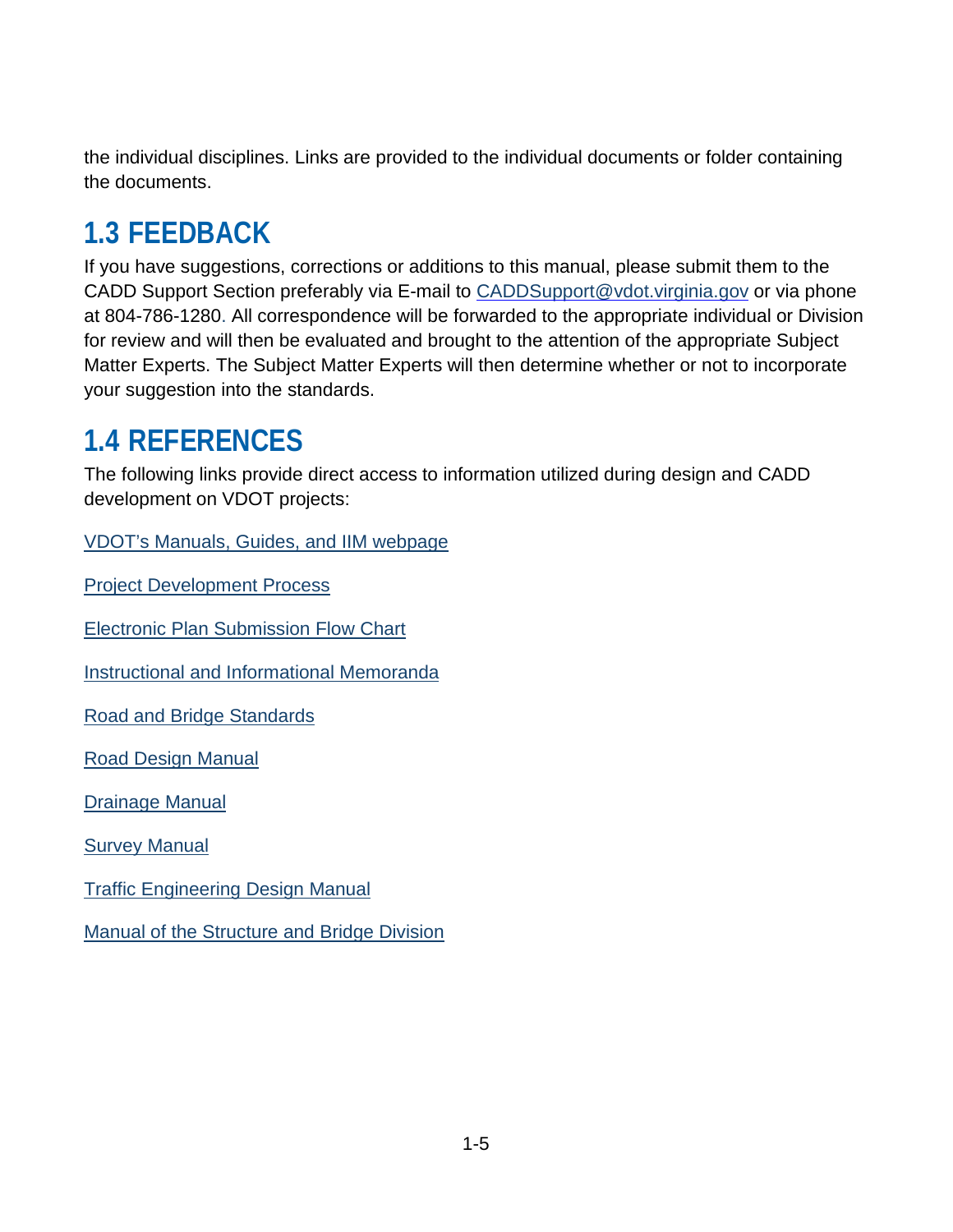the individual disciplines. Links are provided to the individual documents or folder containing the documents.

## 1.3 FEEDBACK

If you have suggestions, corrections or additions to this manual, please submit them to the CADD Support Section preferably via E-mail to CADDSupport@vdot.virginia.gov or via phone at 804-786-1280. All correspondence will be forwarded to the appropriate individual or Division for review and will then be evaluated and brought to the attention of the appropriate Subject Matter Experts. The Subject Matter Experts will then determine whether or not to incorporate your suggestion into the standards.

## 1.4 REFERENCES

The following links provide direct access to information utilized during design and CADD development on VDOT projects:

VDOT's Manuals, Guides, and IIM webpage

Project Development Process

Electronic Plan Submission Flow Chart

Instructional and Informational Memoranda

Road and Bridge Standards

Road Design Manual

Drainage Manual

Survey Manual

Traffic Engineering Design Manual

Manual of the Structure and Bridge Division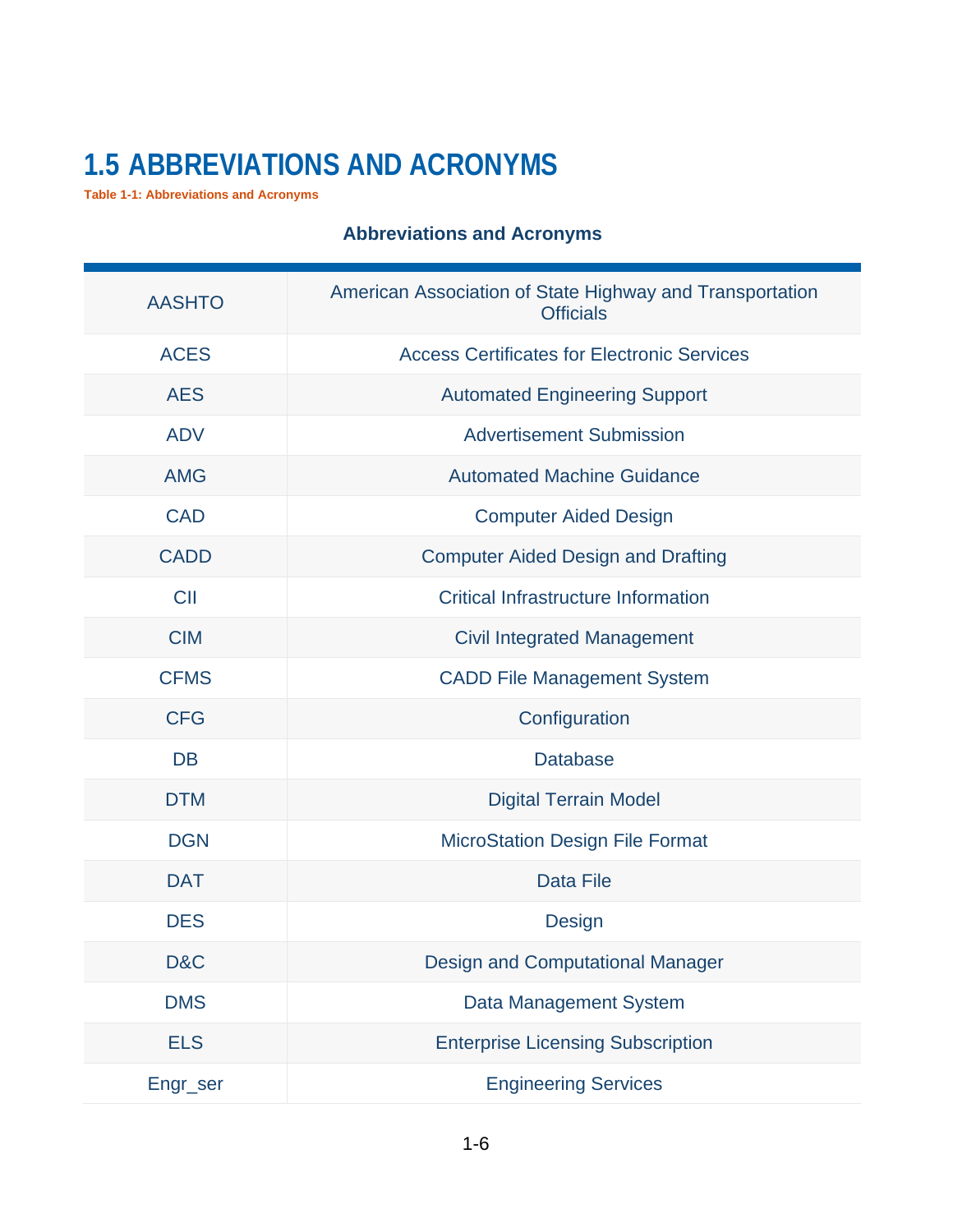# 1.5 ABBREVIATIONS AND ACRONYMS

**Table 1-1: Abbreviations and Acronyms**

| Abbreviations and Acronyms | |
|---|---|
| AASHTO | American Association of State Highway and Transportation Officials |
| ACES | Access Certificates for Electronic Services |
| AES | Automated Engineering Support |
| ADV | Advertisement Submission |
| AMG | Automated Machine Guidance |
| CAD | Computer Aided Design |
| CADD | Computer Aided Design and Drafting |
| CII | Critical Infrastructure Information |
| CIM | Civil Integrated Management |
| CFMS | CADD File Management System |
| CFG | Configuration |
| DB | Database |
| DTM | Digital Terrain Model |
| DGN | MicroStation Design File Format |
| DAT | Data File |
| DES | Design |
| D&C | Design and Computational Manager |
| DMS | Data Management System |
| ELS | Enterprise Licensing Subscription |
| Engr_ser | Engineering Services |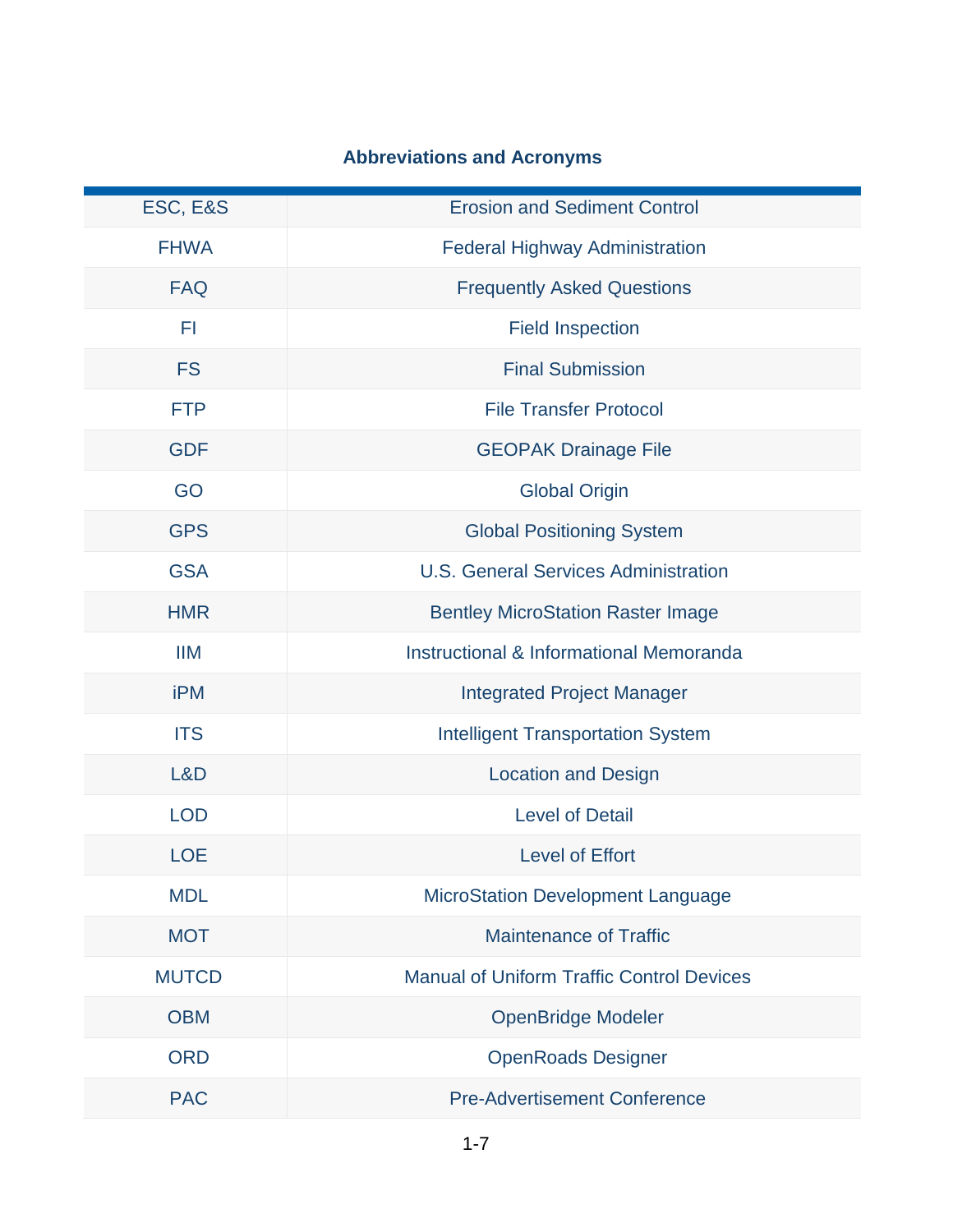## Abbreviations and Acronyms

| | |
|---|---|
| ESC, E&S | Erosion and Sediment Control |
| FHWA | Federal Highway Administration |
| FAQ | Frequently Asked Questions |
| FI | Field Inspection |
| FS | Final Submission |
| FTP | File Transfer Protocol |
| GDF | GEOPAK Drainage File |
| GO | Global Origin |
| GPS | Global Positioning System |
| GSA | U.S. General Services Administration |
| HMR | Bentley MicroStation Raster Image |
| IIM | Instructional & Informational Memoranda |
| iPM | Integrated Project Manager |
| ITS | Intelligent Transportation System |
| L&D | Location and Design |
| LOD | Level of Detail |
| LOE | Level of Effort |
| MDL | MicroStation Development Language |
| MOT | Maintenance of Traffic |
| MUTCD | Manual of Uniform Traffic Control Devices |
| OBM | OpenBridge Modeler |
| ORD | OpenRoads Designer |
| PAC | Pre-Advertisement Conference |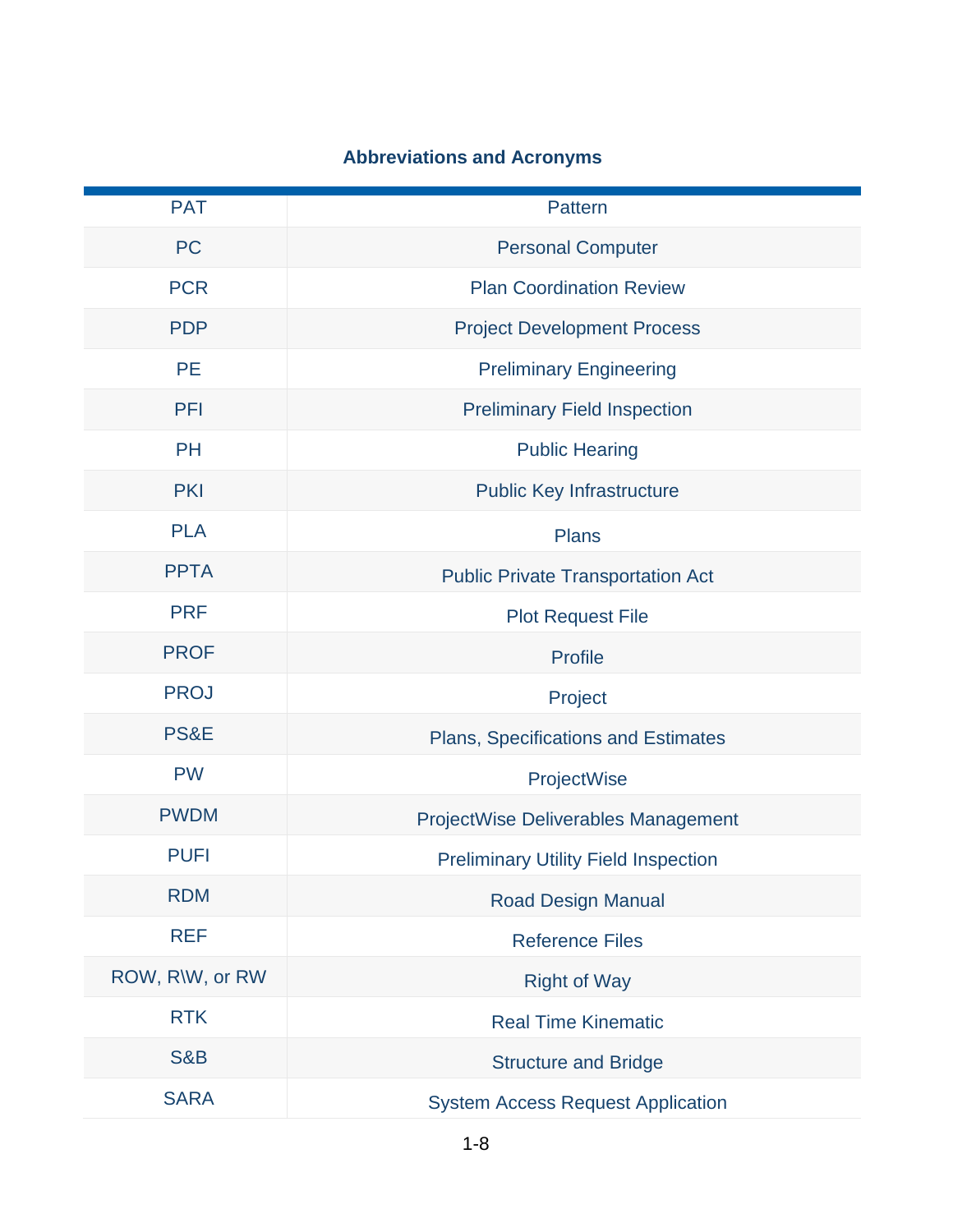**Abbreviations and Acronyms**

| | |
|---|---|
| PAT | Pattern |
| PC | Personal Computer |
| PCR | Plan Coordination Review |
| PDP | Project Development Process |
| PE | Preliminary Engineering |
| PFI | Preliminary Field Inspection |
| PH | Public Hearing |
| PKI | Public Key Infrastructure |
| PLA | Plans |
| PPTA | Public Private Transportation Act |
| PRF | Plot Request File |
| PROF | Profile |
| PROJ | Project |
| PS&E | Plans, Specifications and Estimates |
| PW | ProjectWise |
| PWDM | ProjectWise Deliverables Management |
| PUFI | Preliminary Utility Field Inspection |
| RDM | Road Design Manual |
| REF | Reference Files |
| ROW, R\W, or RW | Right of Way |
| RTK | Real Time Kinematic |
| S&B | Structure and Bridge |
| SARA | System Access Request Application |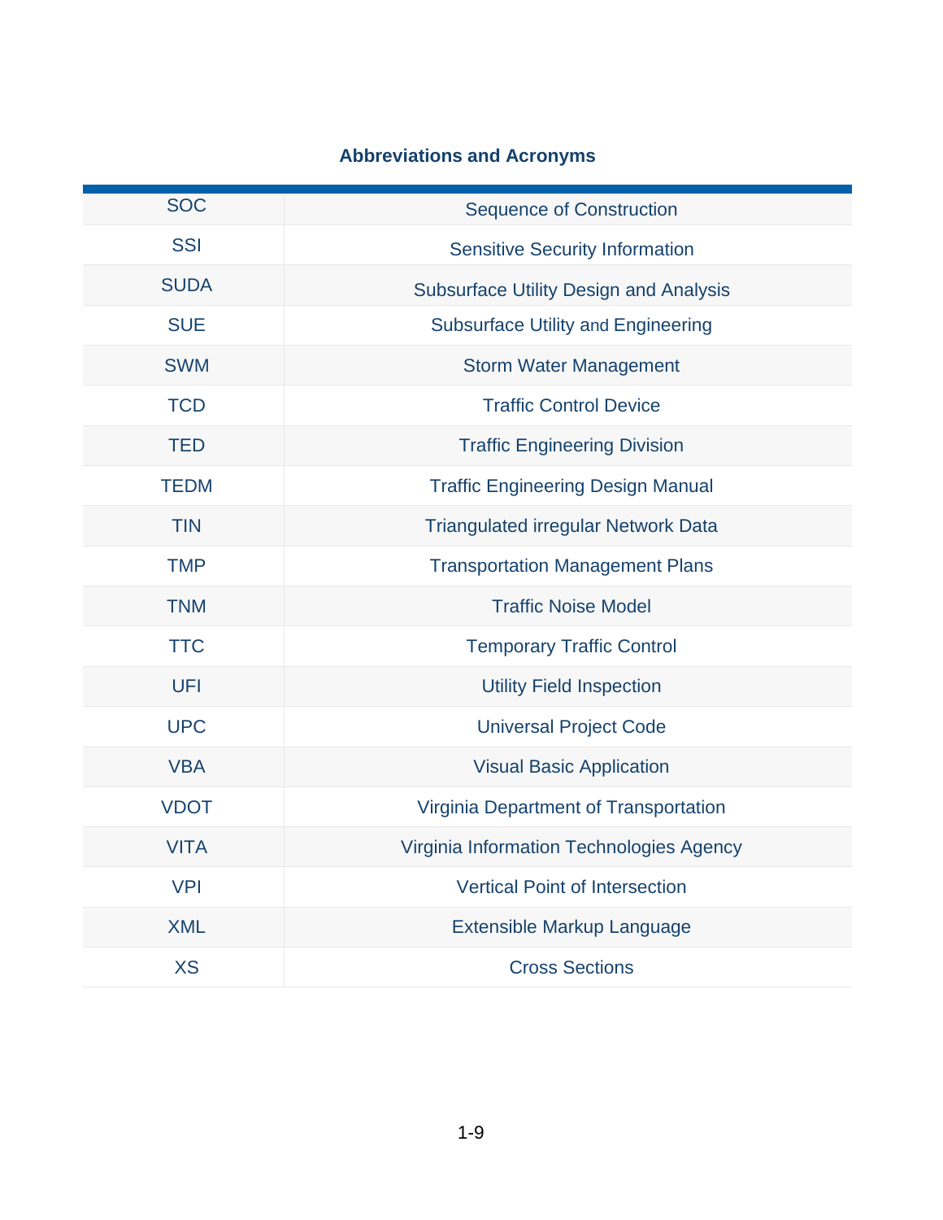## Abbreviations and Acronyms

| | |
|---|---|
| SOC | Sequence of Construction |
| SSI | Sensitive Security Information |
| SUDA | Subsurface Utility Design and Analysis |
| SUE | Subsurface Utility and Engineering |
| SWM | Storm Water Management |
| TCD | Traffic Control Device |
| TED | Traffic Engineering Division |
| TEDM | Traffic Engineering Design Manual |
| TIN | Triangulated irregular Network Data |
| TMP | Transportation Management Plans |
| TNM | Traffic Noise Model |
| TTC | Temporary Traffic Control |
| UFI | Utility Field Inspection |
| UPC | Universal Project Code |
| VBA | Visual Basic Application |
| VDOT | Virginia Department of Transportation |
| VITA | Virginia Information Technologies Agency |
| VPI | Vertical Point of Intersection |
| XML | Extensible Markup Language |
| XS | Cross Sections |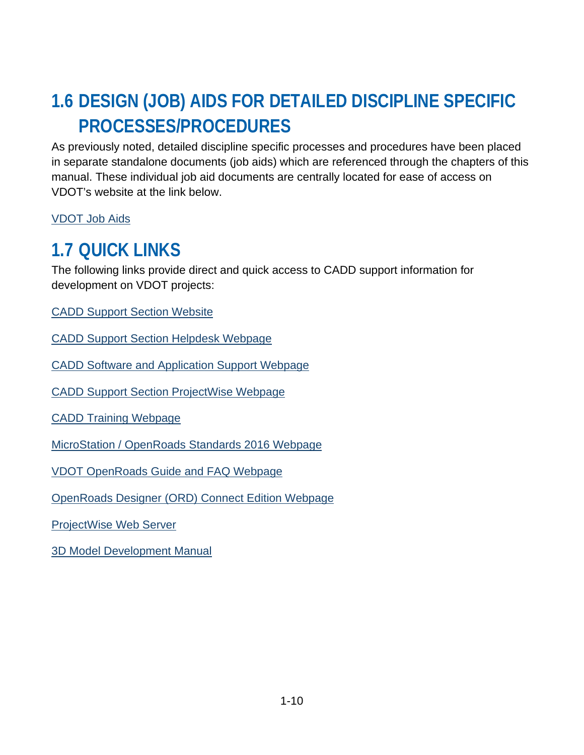## 1.6 DESIGN (JOB) AIDS FOR DETAILED DISCIPLINE SPECIFIC PROCESSES/PROCEDURES

As previously noted, detailed discipline specific processes and procedures have been placed in separate standalone documents (job aids) which are referenced through the chapters of this manual. These individual job aid documents are centrally located for ease of access on VDOT's website at the link below.

VDOT Job Aids

## 1.7 QUICK LINKS

The following links provide direct and quick access to CADD support information for development on VDOT projects:

CADD Support Section Website

CADD Support Section Helpdesk Webpage

CADD Software and Application Support Webpage

CADD Support Section ProjectWise Webpage

CADD Training Webpage

MicroStation / OpenRoads Standards 2016 Webpage

VDOT OpenRoads Guide and FAQ Webpage

OpenRoads Designer (ORD) Connect Edition Webpage

ProjectWise Web Server

3D Model Development Manual